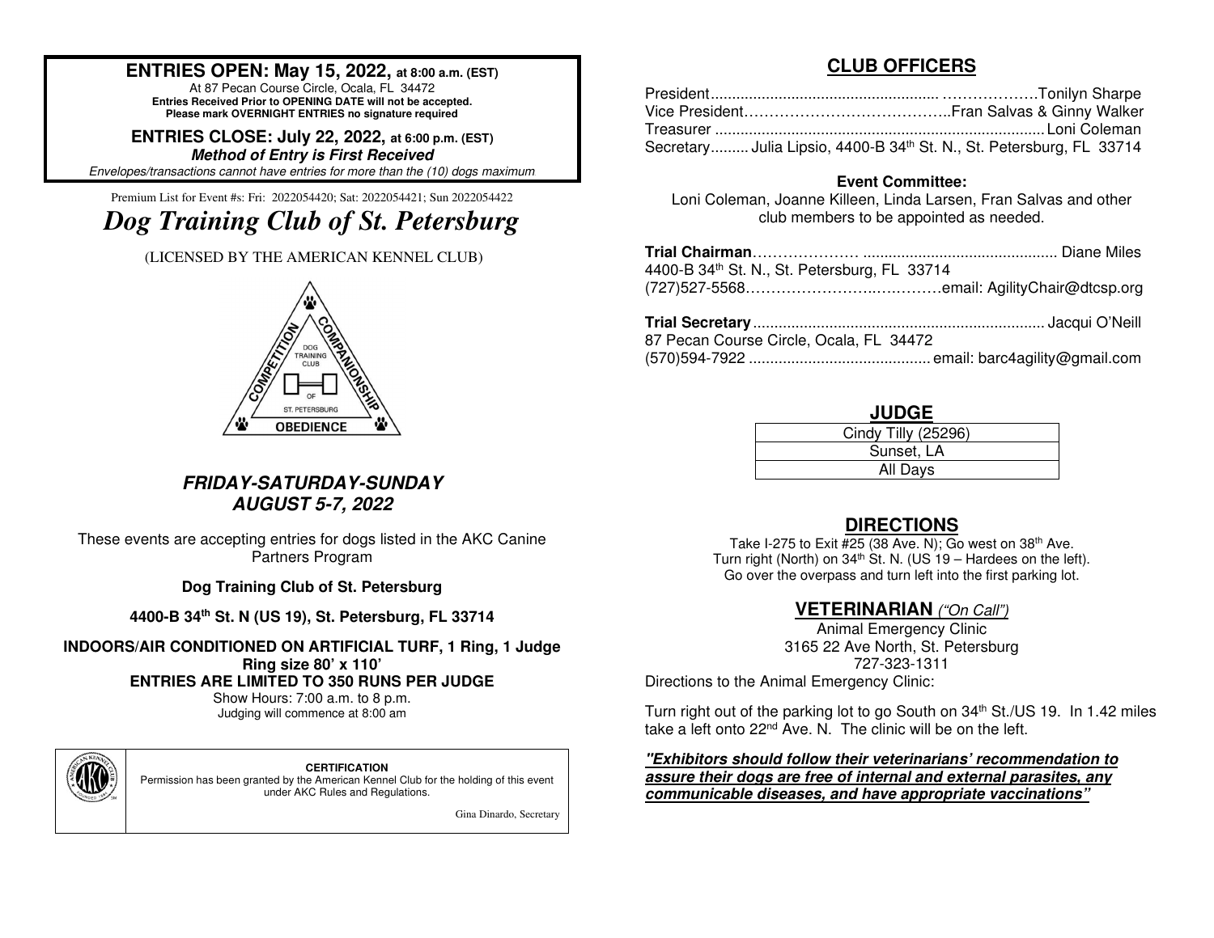**ENTRIES OPEN: May 15, 2022, at 8:00 a.m. (EST)**
At 87 Pecan Course Circle, Ocala, FL 34472
**Entries Received Prior to OPENING DATE will not be accepted.**
**Please mark OVERNIGHT ENTRIES no signature required**

**ENTRIES CLOSE: July 22, 2022, at 6:00 p.m. (EST)**
***Method of Entry is First Received***
*Envelopes/transactions cannot have entries for more than the (10) dogs maximum*

Premium List for Event #s: Fri: 2022054420; Sat: 2022054421; Sun 2022054422

# *Dog Training Club of St. Petersburg*

(LICENSED BY THE AMERICAN KENNEL CLUB)

COMPETITION · COMPANIONSHIP · OBEDIENCE
DOG TRAINING CLUB OF ST. PETERSBURG

## ***FRIDAY-SATURDAY-SUNDAY***
## ***AUGUST 5-7, 2022***

These events are accepting entries for dogs listed in the AKC Canine Partners Program

**Dog Training Club of St. Petersburg**

**4400-B 34th St. N (US 19), St. Petersburg, FL 33714**

**INDOORS/AIR CONDITIONED ON ARTIFICIAL TURF, 1 Ring, 1 Judge**
**Ring size 80' x 110'**
**ENTRIES ARE LIMITED TO 350 RUNS PER JUDGE**
Show Hours: 7:00 a.m. to 8 p.m.
Judging will commence at 8:00 am

**CERTIFICATION**
Permission has been granted by the American Kennel Club for the holding of this event under AKC Rules and Regulations.

Gina Dinardo, Secretary

## CLUB OFFICERS

President ........................................................ Tonilyn Sharpe
Vice President ........................................ Fran Salvas & Ginny Walker
Treasurer ........................................................ Loni Coleman
Secretary ......... Julia Lipsio, 4400-B 34th St. N., St. Petersburg, FL 33714

**Event Committee:**
Loni Coleman, Joanne Killeen, Linda Larsen, Fran Salvas and other club members to be appointed as needed.

**Trial Chairman** ........................................................ Diane Miles
4400-B 34th St. N., St. Petersburg, FL 33714
(727)527-5568 ........................................ email: AgilityChair@dtcsp.org

**Trial Secretary** ........................................................ Jacqui O'Neill
87 Pecan Course Circle, Ocala, FL 34472
(570)594-7922 ........................................ email: barc4agility@gmail.com

## JUDGE

| Cindy Tilly (25296) |
| --- |
| Sunset, LA |
| All Days |

## DIRECTIONS

Take I-275 to Exit #25 (38 Ave. N); Go west on 38th Ave.
Turn right (North) on 34th St. N. (US 19 – Hardees on the left).
Go over the overpass and turn left into the first parking lot.

## VETERINARIAN *("On Call")*

Animal Emergency Clinic
3165 22 Ave North, St. Petersburg
727-323-1311

Directions to the Animal Emergency Clinic:

Turn right out of the parking lot to go South on 34th St./US 19. In 1.42 miles take a left onto 22nd Ave. N. The clinic will be on the left.

***"Exhibitors should follow their veterinarians' recommendation to assure their dogs are free of internal and external parasites, any communicable diseases, and have appropriate vaccinations"***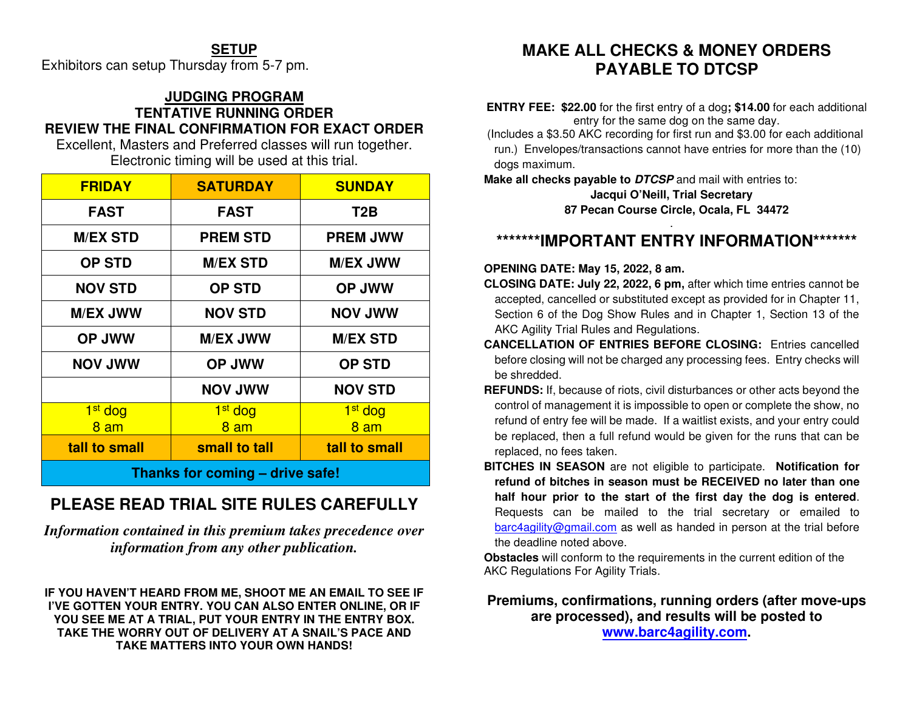## SETUP

Exhibitors can setup Thursday from 5-7 pm.

## JUDGING PROGRAM
### TENTATIVE RUNNING ORDER
### REVIEW THE FINAL CONFIRMATION FOR EXACT ORDER

Excellent, Masters and Preferred classes will run together.
Electronic timing will be used at this trial.

| FRIDAY | SATURDAY | SUNDAY |
|---|---|---|
| FAST | FAST | T2B |
| M/EX STD | PREM STD | PREM JWW |
| OP STD | M/EX STD | M/EX JWW |
| NOV STD | OP STD | OP JWW |
| M/EX JWW | NOV STD | NOV JWW |
| OP JWW | M/EX JWW | M/EX STD |
| NOV JWW | OP JWW | OP STD |
| | NOV JWW | NOV STD |
| 1st dog 8 am | 1st dog 8 am | 1st dog 8 am |
| tall to small | small to tall | tall to small |
| Thanks for coming – drive safe! | | |

## PLEASE READ TRIAL SITE RULES CAREFULLY

*Information contained in this premium takes precedence over information from any other publication.*

**IF YOU HAVEN'T HEARD FROM ME, SHOOT ME AN EMAIL TO SEE IF I'VE GOTTEN YOUR ENTRY. YOU CAN ALSO ENTER ONLINE, OR IF YOU SEE ME AT A TRIAL, PUT YOUR ENTRY IN THE ENTRY BOX. TAKE THE WORRY OUT OF DELIVERY AT A SNAIL'S PACE AND TAKE MATTERS INTO YOUR OWN HANDS!**

## MAKE ALL CHECKS & MONEY ORDERS PAYABLE TO DTCSP

**ENTRY FEE: $22.00** for the first entry of a dog**; $14.00** for each additional entry for the same dog on the same day.
(Includes a $3.50 AKC recording for first run and $3.00 for each additional run.) Envelopes/transactions cannot have entries for more than the (10) dogs maximum.

**Make all checks payable to *DTCSP*** and mail with entries to:

**Jacqui O'Neill, Trial Secretary**
**87 Pecan Course Circle, Ocala, FL 34472**

## *******IMPORTANT ENTRY INFORMATION*******

**OPENING DATE: May 15, 2022, 8 am.**

**CLOSING DATE: July 22, 2022, 6 pm,** after which time entries cannot be accepted, cancelled or substituted except as provided for in Chapter 11, Section 6 of the Dog Show Rules and in Chapter 1, Section 13 of the AKC Agility Trial Rules and Regulations.

**CANCELLATION OF ENTRIES BEFORE CLOSING:** Entries cancelled before closing will not be charged any processing fees. Entry checks will be shredded.

**REFUNDS:** If, because of riots, civil disturbances or other acts beyond the control of management it is impossible to open or complete the show, no refund of entry fee will be made. If a waitlist exists, and your entry could be replaced, then a full refund would be given for the runs that can be replaced, no fees taken.

**BITCHES IN SEASON** are not eligible to participate. **Notification for refund of bitches in season must be RECEIVED no later than one half hour prior to the start of the first day the dog is entered**. Requests can be mailed to the trial secretary or emailed to barc4agility@gmail.com as well as handed in person at the trial before the deadline noted above.

**Obstacles** will conform to the requirements in the current edition of the AKC Regulations For Agility Trials.

**Premiums, confirmations, running orders (after move-ups are processed), and results will be posted to www.barc4agility.com.**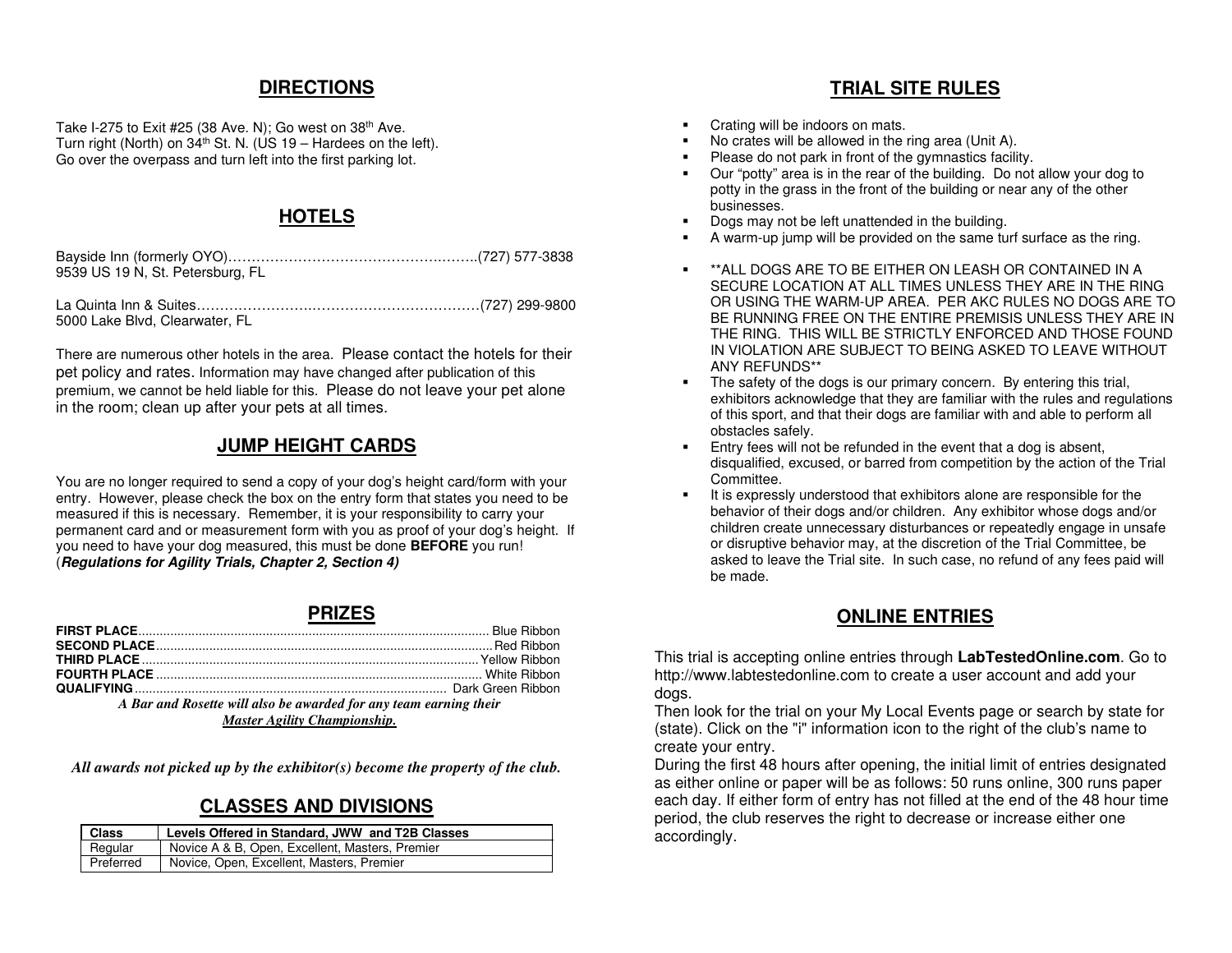## DIRECTIONS

Take I-275 to Exit #25 (38 Ave. N); Go west on 38th Ave.
Turn right (North) on 34th St. N. (US 19 – Hardees on the left).
Go over the overpass and turn left into the first parking lot.

## HOTELS

Bayside Inn (formerly OYO)……………………………………………..(727) 577-3838
9539 US 19 N, St. Petersburg, FL

La Quinta Inn & Suites……………………………………………………(727) 299-9800
5000 Lake Blvd, Clearwater, FL

There are numerous other hotels in the area. Please contact the hotels for their pet policy and rates. Information may have changed after publication of this premium, we cannot be held liable for this. Please do not leave your pet alone in the room; clean up after your pets at all times.

## JUMP HEIGHT CARDS

You are no longer required to send a copy of your dog's height card/form with your entry. However, please check the box on the entry form that states you need to be measured if this is necessary. Remember, it is your responsibility to carry your permanent card and or measurement form with you as proof of your dog's height. If you need to have your dog measured, this must be done **BEFORE** you run! (***Regulations for Agility Trials, Chapter 2, Section 4)***

## PRIZES

**FIRST PLACE**.................................................................. Blue Ribbon
**SECOND PLACE**................................................................ Red Ribbon
**THIRD PLACE**................................................................ Yellow Ribbon
**FOURTH PLACE**.............................................................. White Ribbon
**QUALIFYING**.......................................................... Dark Green Ribbon

*A Bar and Rosette will also be awarded for any team earning their* ***Master Agility Championship.***

***All awards not picked up by the exhibitor(s) become the property of the club.***

## CLASSES AND DIVISIONS

| Class | Levels Offered in Standard, JWW and T2B Classes |
|---|---|
| Regular | Novice A & B, Open, Excellent, Masters, Premier |
| Preferred | Novice, Open, Excellent, Masters, Premier |

## TRIAL SITE RULES

- Crating will be indoors on mats.
- No crates will be allowed in the ring area (Unit A).
- Please do not park in front of the gymnastics facility.
- Our "potty" area is in the rear of the building. Do not allow your dog to potty in the grass in the front of the building or near any of the other businesses.
- Dogs may not be left unattended in the building.
- A warm-up jump will be provided on the same turf surface as the ring.
- **ALL DOGS ARE TO BE EITHER ON LEASH OR CONTAINED IN A SECURE LOCATION AT ALL TIMES UNLESS THEY ARE IN THE RING OR USING THE WARM-UP AREA. PER AKC RULES NO DOGS ARE TO BE RUNNING FREE ON THE ENTIRE PREMISIS UNLESS THEY ARE IN THE RING. THIS WILL BE STRICTLY ENFORCED AND THOSE FOUND IN VIOLATION ARE SUBJECT TO BEING ASKED TO LEAVE WITHOUT ANY REFUNDS**
- The safety of the dogs is our primary concern. By entering this trial, exhibitors acknowledge that they are familiar with the rules and regulations of this sport, and that their dogs are familiar with and able to perform all obstacles safely.
- Entry fees will not be refunded in the event that a dog is absent, disqualified, excused, or barred from competition by the action of the Trial Committee.
- It is expressly understood that exhibitors alone are responsible for the behavior of their dogs and/or children. Any exhibitor whose dogs and/or children create unnecessary disturbances or repeatedly engage in unsafe or disruptive behavior may, at the discretion of the Trial Committee, be asked to leave the Trial site. In such case, no refund of any fees paid will be made.

## ONLINE ENTRIES

This trial is accepting online entries through **LabTestedOnline.com**. Go to http://www.labtestedonline.com to create a user account and add your dogs.
Then look for the trial on your My Local Events page or search by state for (state). Click on the "i" information icon to the right of the club's name to create your entry.
During the first 48 hours after opening, the initial limit of entries designated as either online or paper will be as follows: 50 runs online, 300 runs paper each day. If either form of entry has not filled at the end of the 48 hour time period, the club reserves the right to decrease or increase either one accordingly.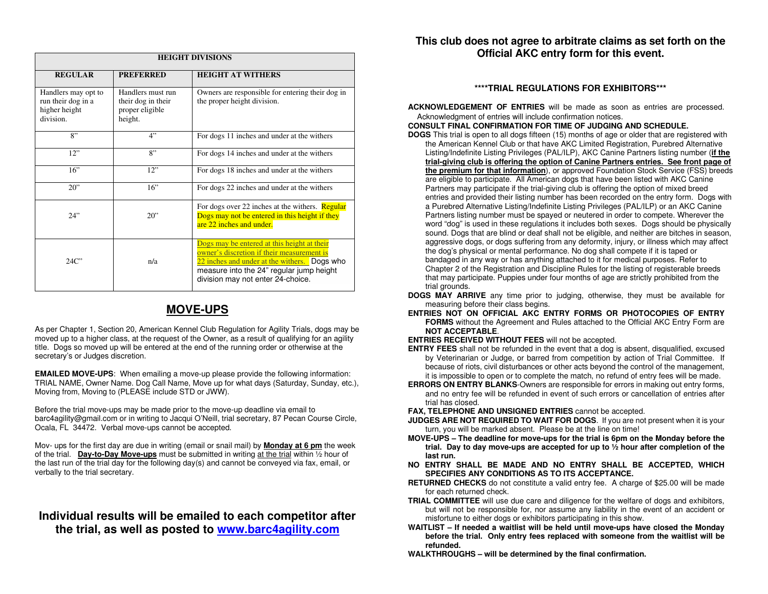| HEIGHT DIVISIONS | | |
|---|---|---|
| **REGULAR** | **PREFERRED** | **HEIGHT AT WITHERS** |
| Handlers may opt to run their dog in a higher height division. | Handlers must run their dog in their proper eligible height. | Owners are responsible for entering their dog in the proper height division. |
| 8" | 4" | For dogs 11 inches and under at the withers |
| 12" | 8" | For dogs 14 inches and under at the withers |
| 16" | 12" | For dogs 18 inches and under at the withers |
| 20" | 16" | For dogs 22 inches and under at the withers |
| 24" | 20" | For dogs over 22 inches at the withers. Regular Dogs may not be entered in this height if they are 22 inches and under. |
| 24C" | n/a | Dogs may be entered at this height at their owner's discretion if their measurement is 22 inches and under at the withers. Dogs who measure into the 24" regular jump height division may not enter 24-choice. |

## MOVE-UPS

As per Chapter 1, Section 20, American Kennel Club Regulation for Agility Trials, dogs may be moved up to a higher class, at the request of the Owner, as a result of qualifying for an agility title. Dogs so moved up will be entered at the end of the running order or otherwise at the secretary's or Judges discretion.

**EMAILED MOVE-UPS**: When emailing a move-up please provide the following information: TRIAL NAME, Owner Name. Dog Call Name, Move up for what days (Saturday, Sunday, etc.), Moving from, Moving to (PLEASE include STD or JWW).

Before the trial move-ups may be made prior to the move-up deadline via email to barc4agility@gmail.com or in writing to Jacqui O'Neill, trial secretary, 87 Pecan Course Circle, Ocala, FL 34472. Verbal move-ups cannot be accepted.

Mov- ups for the first day are due in writing (email or snail mail) by **Monday at 6 pm** the week of the trial. **Day-to-Day Move-ups** must be submitted in writing at the trial within ½ hour of the last run of the trial day for the following day(s) and cannot be conveyed via fax, email, or verbally to the trial secretary.

**Individual results will be emailed to each competitor after the trial, as well as posted to www.barc4agility.com**

**This club does not agree to arbitrate claims as set forth on the Official AKC entry form for this event.**

**\*\*\*\*TRIAL REGULATIONS FOR EXHIBITORS\*\*\***

**ACKNOWLEDGEMENT OF ENTRIES** will be made as soon as entries are processed. Acknowledgment of entries will include confirmation notices.

**CONSULT FINAL CONFIRMATION FOR TIME OF JUDGING AND SCHEDULE.**

**DOGS** This trial is open to all dogs fifteen (15) months of age or older that are registered with the American Kennel Club or that have AKC Limited Registration, Purebred Alternative Listing/Indefinite Listing Privileges (PAL/ILP), AKC Canine Partners listing number (**if the trial-giving club is offering the option of Canine Partners entries. See front page of the premium for that information**), or approved Foundation Stock Service (FSS) breeds are eligible to participate. All American dogs that have been listed with AKC Canine Partners may participate if the trial-giving club is offering the option of mixed breed entries and provided their listing number has been recorded on the entry form. Dogs with a Purebred Alternative Listing/Indefinite Listing Privileges (PAL/ILP) or an AKC Canine Partners listing number must be spayed or neutered in order to compete. Wherever the word "dog" is used in these regulations it includes both sexes. Dogs should be physically sound. Dogs that are blind or deaf shall not be eligible, and neither are bitches in season, aggressive dogs, or dogs suffering from any deformity, injury, or illness which may affect the dog's physical or mental performance. No dog shall compete if it is taped or bandaged in any way or has anything attached to it for medical purposes. Refer to Chapter 2 of the Registration and Discipline Rules for the listing of registerable breeds that may participate. Puppies under four months of age are strictly prohibited from the trial grounds.

**DOGS MAY ARRIVE** any time prior to judging, otherwise, they must be available for measuring before their class begins.

**ENTRIES NOT ON OFFICIAL AKC ENTRY FORMS OR PHOTOCOPIES OF ENTRY FORMS** without the Agreement and Rules attached to the Official AKC Entry Form are **NOT ACCEPTABLE**.

**ENTRIES RECEIVED WITHOUT FEES** will not be accepted.

**ENTRY FEES** shall not be refunded in the event that a dog is absent, disqualified, excused by Veterinarian or Judge, or barred from competition by action of Trial Committee. If because of riots, civil disturbances or other acts beyond the control of the management, it is impossible to open or to complete the match, no refund of entry fees will be made.

**ERRORS ON ENTRY BLANKS**-Owners are responsible for errors in making out entry forms, and no entry fee will be refunded in event of such errors or cancellation of entries after trial has closed.

**FAX, TELEPHONE AND UNSIGNED ENTRIES** cannot be accepted.

**JUDGES ARE NOT REQUIRED TO WAIT FOR DOGS**. If you are not present when it is your turn, you will be marked absent. Please be at the line on time!

**MOVE-UPS – The deadline for move-ups for the trial is 6pm on the Monday before the trial. Day to day move-ups are accepted for up to ½ hour after completion of the last run.**

**NO ENTRY SHALL BE MADE AND NO ENTRY SHALL BE ACCEPTED, WHICH SPECIFIES ANY CONDITIONS AS TO ITS ACCEPTANCE.**

**RETURNED CHECKS** do not constitute a valid entry fee. A charge of $25.00 will be made for each returned check.

**TRIAL COMMITTEE** will use due care and diligence for the welfare of dogs and exhibitors, but will not be responsible for, nor assume any liability in the event of an accident or misfortune to either dogs or exhibitors participating in this show.

**WAITLIST – If needed a waitlist will be held until move-ups have closed the Monday before the trial. Only entry fees replaced with someone from the waitlist will be refunded.**

**WALKTHROUGHS – will be determined by the final confirmation.**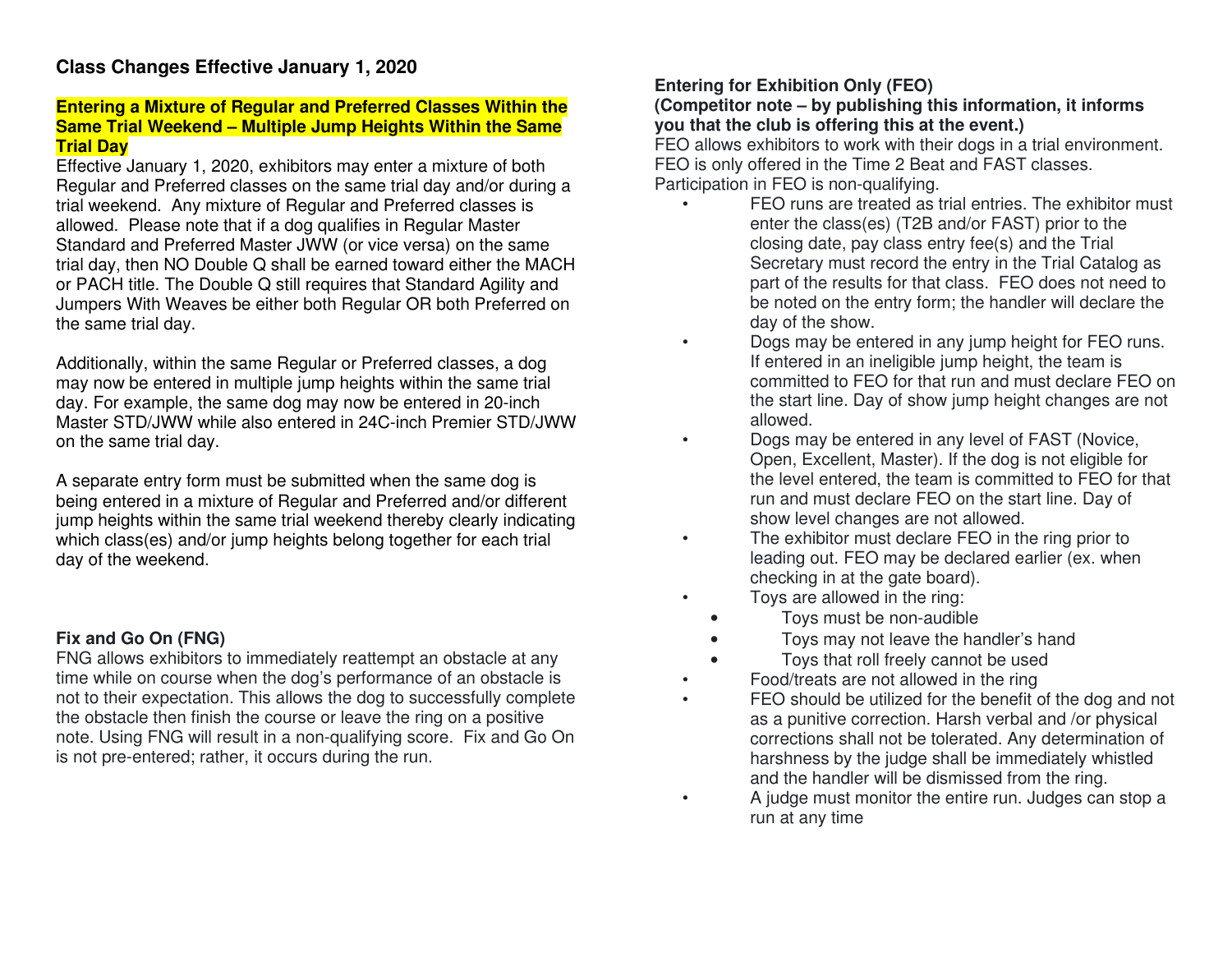## Class Changes Effective January 1, 2020

### Entering a Mixture of Regular and Preferred Classes Within the Same Trial Weekend – Multiple Jump Heights Within the Same Trial Day

Effective January 1, 2020, exhibitors may enter a mixture of both Regular and Preferred classes on the same trial day and/or during a trial weekend. Any mixture of Regular and Preferred classes is allowed. Please note that if a dog qualifies in Regular Master Standard and Preferred Master JWW (or vice versa) on the same trial day, then NO Double Q shall be earned toward either the MACH or PACH title. The Double Q still requires that Standard Agility and Jumpers With Weaves be either both Regular OR both Preferred on the same trial day.

Additionally, within the same Regular or Preferred classes, a dog may now be entered in multiple jump heights within the same trial day. For example, the same dog may now be entered in 20-inch Master STD/JWW while also entered in 24C-inch Premier STD/JWW on the same trial day.

A separate entry form must be submitted when the same dog is being entered in a mixture of Regular and Preferred and/or different jump heights within the same trial weekend thereby clearly indicating which class(es) and/or jump heights belong together for each trial day of the weekend.

### Fix and Go On (FNG)

FNG allows exhibitors to immediately reattempt an obstacle at any time while on course when the dog's performance of an obstacle is not to their expectation. This allows the dog to successfully complete the obstacle then finish the course or leave the ring on a positive note. Using FNG will result in a non-qualifying score. Fix and Go On is not pre-entered; rather, it occurs during the run.

### Entering for Exhibition Only (FEO)

**(Competitor note – by publishing this information, it informs you that the club is offering this at the event.)**

FEO allows exhibitors to work with their dogs in a trial environment. FEO is only offered in the Time 2 Beat and FAST classes. Participation in FEO is non-qualifying.

- FEO runs are treated as trial entries. The exhibitor must enter the class(es) (T2B and/or FAST) prior to the closing date, pay class entry fee(s) and the Trial Secretary must record the entry in the Trial Catalog as part of the results for that class. FEO does not need to be noted on the entry form; the handler will declare the day of the show.
- Dogs may be entered in any jump height for FEO runs. If entered in an ineligible jump height, the team is committed to FEO for that run and must declare FEO on the start line. Day of show jump height changes are not allowed.
- Dogs may be entered in any level of FAST (Novice, Open, Excellent, Master). If the dog is not eligible for the level entered, the team is committed to FEO for that run and must declare FEO on the start line. Day of show level changes are not allowed.
- The exhibitor must declare FEO in the ring prior to leading out. FEO may be declared earlier (ex. when checking in at the gate board).
- Toys are allowed in the ring:
  - Toys must be non-audible
  - Toys may not leave the handler's hand
  - Toys that roll freely cannot be used
- Food/treats are not allowed in the ring
- FEO should be utilized for the benefit of the dog and not as a punitive correction. Harsh verbal and /or physical corrections shall not be tolerated. Any determination of harshness by the judge shall be immediately whistled and the handler will be dismissed from the ring.
- A judge must monitor the entire run. Judges can stop a run at any time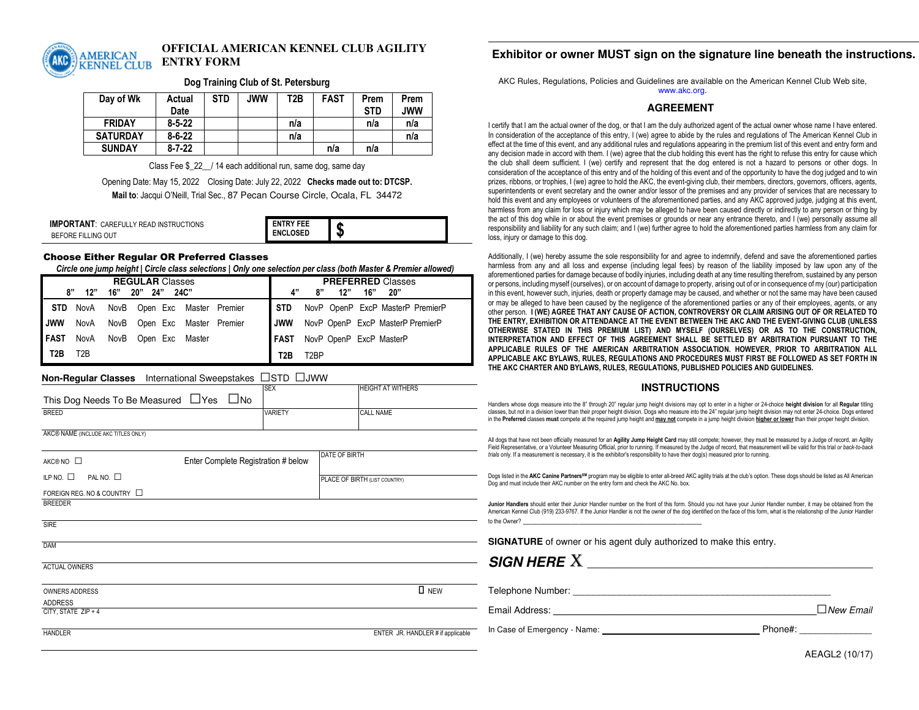# OFFICIAL AMERICAN KENNEL CLUB AGILITY ENTRY FORM

**Dog Training Club of St. Petersburg**

| Day of Wk | Actual Date | STD | JWW | T2B | FAST | Prem STD | Prem JWW |
|---|---|---|---|---|---|---|---|
| FRIDAY | 8-5-22 | | | n/a | | n/a | n/a |
| SATURDAY | 8-6-22 | | | n/a | | | n/a |
| SUNDAY | 8-7-22 | | | | n/a | n/a | |

Class Fee $_22__/ 14 each additional run, same dog, same day

Opening Date: May 15, 2022  Closing Date: July 22, 2022  **Checks made out to: DTCSP.**

**Mail to**: Jacqui O'Neill, Trial Sec., 87 Pecan Course Circle, Ocala, FL 34472

**IMPORTANT**: CAREFULLY READ INSTRUCTIONS BEFORE FILLING OUT

**ENTRY FEE ENCLOSED** $

**Choose Either Regular OR Preferred Classes**

*Circle one jump height | Circle class selections | Only one selection per class (both Master & Premier allowed)*

| REGULAR Classes 8" 12" 16" 20" 24" 24C" | PREFERRED Classes 4" 8" 12" 16" 20" |
|---|---|
| **STD** NovA NovB Open Exc Master Premier | **STD** NovP OpenP ExcP MasterP PremierP |
| **JWW** NovA NovB Open Exc Master Premier | **JWW** NovP OpenP ExcP MasterP PremierP |
| **FAST** NovA NovB Open Exc Master | **FAST** NovP OpenP ExcP MasterP |
| **T2B** T2B | **T2B** T2BP |

**Non-Regular Classes** International Sweepstakes ☐STD ☐JWW

This Dog Needs To Be Measured ☐Yes ☐No | SEX | HEIGHT AT WITHERS

BREED | VARIETY | CALL NAME

AKC® NAME (INCLUDE AKC TITLES ONLY)

AKC® NO ☐ Enter Complete Registration # below | DATE OF BIRTH

ILP NO. ☐ PAL NO. ☐ | PLACE OF BIRTH (LIST COUNTRY)

FOREIGN REG. NO & COUNTRY ☐

BREEDER

SIRE

DAM

ACTUAL OWNERS

OWNERS ADDRESS ☐ NEW

ADDRESS

CITY, STATE ZIP + 4

HANDLER | ENTER JR. HANDLER # if applicable

**Exhibitor or owner MUST sign on the signature line beneath the instructions.**

AKC Rules, Regulations, Policies and Guidelines are available on the American Kennel Club Web site, www.akc.org.

## AGREEMENT

I certify that I am the actual owner of the dog, or that I am the duly authorized agent of the actual owner whose name I have entered. In consideration of the acceptance of this entry, I (we) agree to abide by the rules and regulations of The American Kennel Club in effect at the time of this event, and any additional rules and regulations appearing in the premium list of this event and entry form and any decision made in accord with them. I (we) agree that the club holding this event has the right to refuse this entry for cause which the club shall deem sufficient. I (we) certify and represent that the dog entered is not a hazard to persons or other dogs. In consideration of the acceptance of this entry and of the holding of this event and of the opportunity to have the dog judged and to win prizes, ribbons, or trophies, I (we) agree to hold the AKC, the event-giving club, their members, directors, governors, officers, agents, superintendents or event secretary and the owner and/or lessor of the premises and any provider of services that are necessary to hold this event and any employees or volunteers of the aforementioned parties, and any AKC approved judge, judging at this event, harmless from any claim for loss or injury which may be alleged to have been caused directly or indirectly to any person or thing by the act of this dog while in or about the event premises or grounds or near any entrance thereto, and I (we) personally assume all responsibility and liability for any such claim; and I (we) further agree to hold the aforementioned parties harmless from any claim for loss, injury or damage to this dog.

Additionally, I (we) hereby assume the sole responsibility for and agree to indemnify, defend and save the aforementioned parties harmless from any and all loss and expense (including legal fees) by reason of the liability imposed by law upon any of the aforementioned parties for damage because of bodily injuries, including death at any time resulting therefrom, sustained by any person or persons, including myself (ourselves), or on account of damage to property, arising out of or in consequence of my (our) participation in this event, however such, injuries, death or property damage may be caused, and whether or not the same may have been caused or may be alleged to have been caused by the negligence of the aforementioned parties or any of their employees, agents, or any other person. **I (WE) AGREE THAT ANY CAUSE OF ACTION, CONTROVERSY OR CLAIM ARISING OUT OF OR RELATED TO THE ENTRY, EXHIBITION OR ATTENDANCE AT THE EVENT BETWEEN THE AKC AND THE EVENT-GIVING CLUB (UNLESS OTHERWISE STATED IN THIS PREMIUM LIST) AND MYSELF (OURSELVES) OR AS TO THE CONSTRUCTION, INTERPRETATION AND EFFECT OF THIS AGREEMENT SHALL BE SETTLED BY ARBITRATION PURSUANT TO THE APPLICABLE RULES OF THE AMERICAN ARBITRATION ASSOCIATION. HOWEVER, PRIOR TO ARBITRATION ALL APPLICABLE AKC BYLAWS, RULES, REGULATIONS AND PROCEDURES MUST FIRST BE FOLLOWED AS SET FORTH IN THE AKC CHARTER AND BYLAWS, RULES, REGULATIONS, PUBLISHED POLICIES AND GUIDELINES.**

## INSTRUCTIONS

Handlers whose dogs measure into the 8" through 20" regular jump height divisions may opt to enter in a higher or 24-choice **height division** for all **Regular** titling classes, but not in a division lower than their proper height division. Dogs who measure into the 24" regular jump height division may not enter 24-choice. Dogs entered in the **Preferred** classes **must** compete at the required jump height and **may not** compete in a jump height division **higher or lower** than their proper height division.

All dogs that have not been officially measured for an **Agility Jump Height Card** may still compete; however, they must be measured by a Judge of record, an Agility Field Representative, or a Volunteer Measuring Official, prior to running. If measured by the Judge of record, that measurement will be valid for this trial *or back-to-back trials* only. If a measurement is necessary, it is the exhibitor's responsibility to have their dog(s) measured prior to running.

Dogs listed in the **AKC Canine Partners℠** program may be eligible to enter all-breed AKC agility trials at the club's option. These dogs should be listed as All American Dog and must include their AKC number on the entry form and check the AKC No. box.

**Junior Handlers** should enter their Junior Handler number on the front of this form. Should you not have your Junior Handler number, it may be obtained from the American Kennel Club (919) 233-9767. If the Junior Handler is not the owner of the dog identified on the face of this form, what is the relationship of the Junior Handler to the Owner? ______________________________

**SIGNATURE** of owner or his agent duly authorized to make this entry.

***SIGN HERE*** X ______________________________

Telephone Number: ______________________________

Email Address: ______________________________ ☐*New Email*

In Case of Emergency - Name: ______________________ Phone#: ____________

AEAGL2 (10/17)